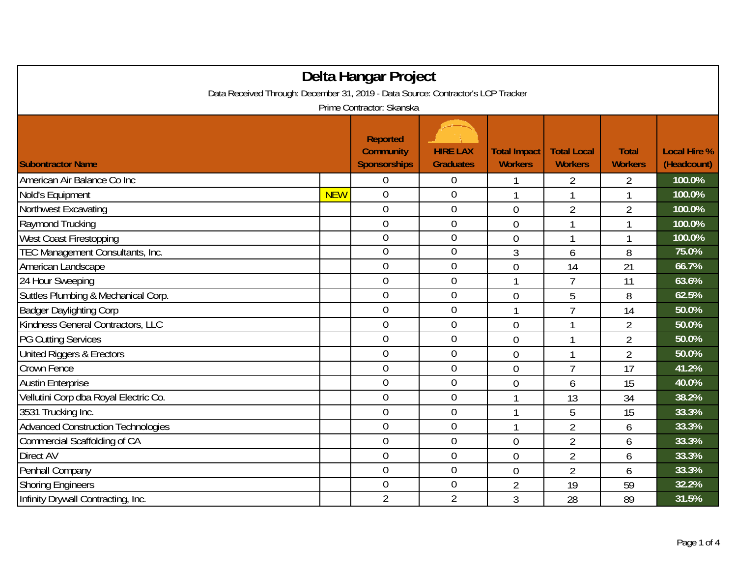# Delta Hangar Project

Data Received Through: December 31, 2019 - Data Source: Contractor's LCP Tracker

Prime Contractor: Skanska

| Subontractor Name | | Reported Community Sponsorships | HIRE LAX Graduates | Total Impact Workers | Total Local Workers | Total Workers | Local Hire % (Headcount) |
|---|---|---|---|---|---|---|---|
| American Air Balance Co Inc | | 0 | 0 | 1 | 2 | 2 | 100.0% |
| Nold's Equipment | NEW | 0 | 0 | 1 | 1 | 1 | 100.0% |
| Northwest Excavating | | 0 | 0 | 0 | 2 | 2 | 100.0% |
| Raymond Trucking | | 0 | 0 | 0 | 1 | 1 | 100.0% |
| West Coast Firestopping | | 0 | 0 | 0 | 1 | 1 | 100.0% |
| TEC Management Consultants, Inc. | | 0 | 0 | 3 | 6 | 8 | 75.0% |
| American Landscape | | 0 | 0 | 0 | 14 | 21 | 66.7% |
| 24 Hour Sweeping | | 0 | 0 | 1 | 7 | 11 | 63.6% |
| Suttles Plumbing & Mechanical Corp. | | 0 | 0 | 0 | 5 | 8 | 62.5% |
| Badger Daylighting Corp | | 0 | 0 | 1 | 7 | 14 | 50.0% |
| Kindness General Contractors, LLC | | 0 | 0 | 0 | 1 | 2 | 50.0% |
| PG Cutting Services | | 0 | 0 | 0 | 1 | 2 | 50.0% |
| United Riggers & Erectors | | 0 | 0 | 0 | 1 | 2 | 50.0% |
| Crown Fence | | 0 | 0 | 0 | 7 | 17 | 41.2% |
| Austin Enterprise | | 0 | 0 | 0 | 6 | 15 | 40.0% |
| Vellutini Corp dba Royal Electric Co. | | 0 | 0 | 1 | 13 | 34 | 38.2% |
| 3531 Trucking Inc. | | 0 | 0 | 1 | 5 | 15 | 33.3% |
| Advanced Construction Technologies | | 0 | 0 | 1 | 2 | 6 | 33.3% |
| Commercial Scaffolding of CA | | 0 | 0 | 0 | 2 | 6 | 33.3% |
| Direct AV | | 0 | 0 | 0 | 2 | 6 | 33.3% |
| Penhall Company | | 0 | 0 | 0 | 2 | 6 | 33.3% |
| Shoring Engineers | | 0 | 0 | 2 | 19 | 59 | 32.2% |
| Infinity Drywall Contracting, Inc. | | 2 | 2 | 3 | 28 | 89 | 31.5% |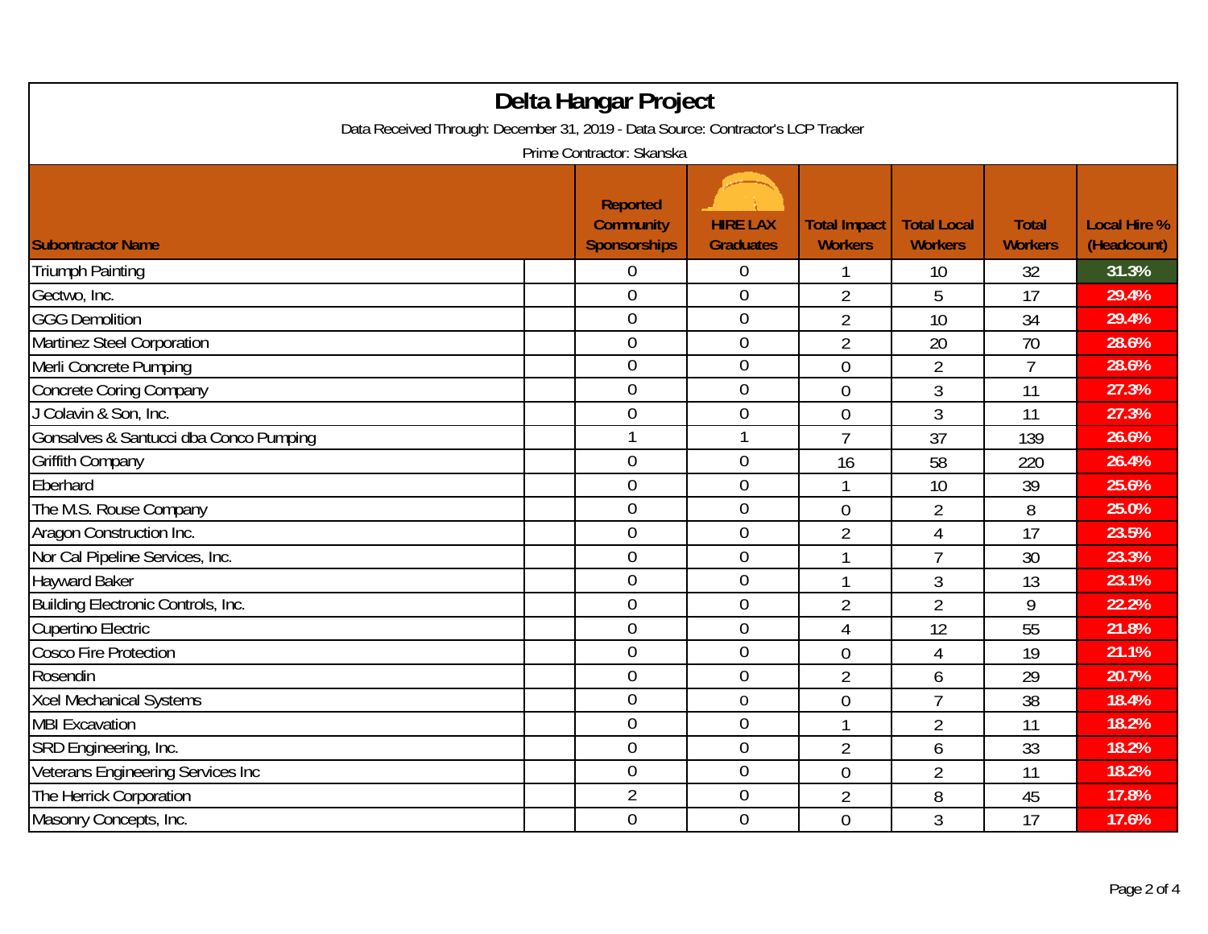# Delta Hangar Project

Data Received Through: December 31, 2019 - Data Source: Contractor's LCP Tracker

Prime Contractor: Skanska

| Subontractor Name | Reported Community Sponsorships | HIRE LAX Graduates | Total Impact Workers | Total Local Workers | Total Workers | Local Hire % (Headcount) |
|---|---|---|---|---|---|---|
| Triumph Painting | 0 | 0 | 1 | 10 | 32 | 31.3% |
| Gectwo, Inc. | 0 | 0 | 2 | 5 | 17 | 29.4% |
| GGG Demolition | 0 | 0 | 2 | 10 | 34 | 29.4% |
| Martinez Steel Corporation | 0 | 0 | 2 | 20 | 70 | 28.6% |
| Merli Concrete Pumping | 0 | 0 | 0 | 2 | 7 | 28.6% |
| Concrete Coring Company | 0 | 0 | 0 | 3 | 11 | 27.3% |
| J Colavin & Son, Inc. | 0 | 0 | 0 | 3 | 11 | 27.3% |
| Gonsalves & Santucci dba Conco Pumping | 1 | 1 | 7 | 37 | 139 | 26.6% |
| Griffith Company | 0 | 0 | 16 | 58 | 220 | 26.4% |
| Eberhard | 0 | 0 | 1 | 10 | 39 | 25.6% |
| The M.S. Rouse Company | 0 | 0 | 0 | 2 | 8 | 25.0% |
| Aragon Construction Inc. | 0 | 0 | 2 | 4 | 17 | 23.5% |
| Nor Cal Pipeline Services, Inc. | 0 | 0 | 1 | 7 | 30 | 23.3% |
| Hayward Baker | 0 | 0 | 1 | 3 | 13 | 23.1% |
| Building Electronic Controls, Inc. | 0 | 0 | 2 | 2 | 9 | 22.2% |
| Cupertino Electric | 0 | 0 | 4 | 12 | 55 | 21.8% |
| Cosco Fire Protection | 0 | 0 | 0 | 4 | 19 | 21.1% |
| Rosendin | 0 | 0 | 2 | 6 | 29 | 20.7% |
| Xcel Mechanical Systems | 0 | 0 | 0 | 7 | 38 | 18.4% |
| MBI Excavation | 0 | 0 | 1 | 2 | 11 | 18.2% |
| SRD Engineering, Inc. | 0 | 0 | 2 | 6 | 33 | 18.2% |
| Veterans Engineering Services Inc | 0 | 0 | 0 | 2 | 11 | 18.2% |
| The Herrick Corporation | 2 | 0 | 2 | 8 | 45 | 17.8% |
| Masonry Concepts, Inc. | 0 | 0 | 0 | 3 | 17 | 17.6% |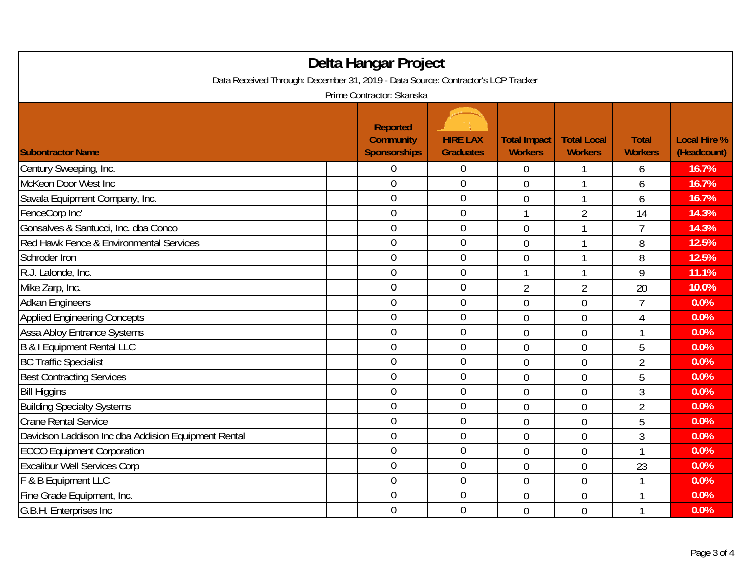# Delta Hangar Project

Data Received Through: December 31, 2019 - Data Source: Contractor's LCP Tracker

Prime Contractor: Skanska

| Subontractor Name | Reported Community Sponsorships | HIRE LAX Graduates | Total Impact Workers | Total Local Workers | Total Workers | Local Hire % (Headcount) |
|---|---|---|---|---|---|---|
| Century Sweeping, Inc. | 0 | 0 | 0 | 1 | 6 | 16.7% |
| McKeon Door West Inc | 0 | 0 | 0 | 1 | 6 | 16.7% |
| Savala Equipment Company, Inc. | 0 | 0 | 0 | 1 | 6 | 16.7% |
| FenceCorp Inc' | 0 | 0 | 1 | 2 | 14 | 14.3% |
| Gonsalves & Santucci, Inc. dba Conco | 0 | 0 | 0 | 1 | 7 | 14.3% |
| Red Hawk Fence & Environmental Services | 0 | 0 | 0 | 1 | 8 | 12.5% |
| Schroder Iron | 0 | 0 | 0 | 1 | 8 | 12.5% |
| R.J. Lalonde, Inc. | 0 | 0 | 1 | 1 | 9 | 11.1% |
| Mike Zarp, Inc. | 0 | 0 | 2 | 2 | 20 | 10.0% |
| Adkan Engineers | 0 | 0 | 0 | 0 | 7 | 0.0% |
| Applied Engineering Concepts | 0 | 0 | 0 | 0 | 4 | 0.0% |
| Assa Abloy Entrance Systems | 0 | 0 | 0 | 0 | 1 | 0.0% |
| B & I Equipment Rental LLC | 0 | 0 | 0 | 0 | 5 | 0.0% |
| BC Traffic Specialist | 0 | 0 | 0 | 0 | 2 | 0.0% |
| Best Contracting Services | 0 | 0 | 0 | 0 | 5 | 0.0% |
| Bill Higgins | 0 | 0 | 0 | 0 | 3 | 0.0% |
| Building Specialty Systems | 0 | 0 | 0 | 0 | 2 | 0.0% |
| Crane Rental Service | 0 | 0 | 0 | 0 | 5 | 0.0% |
| Davidson Laddison Inc dba Addision Equipment Rental | 0 | 0 | 0 | 0 | 3 | 0.0% |
| ECCO Equipment Corporation | 0 | 0 | 0 | 0 | 1 | 0.0% |
| Excalibur Well Services Corp | 0 | 0 | 0 | 0 | 23 | 0.0% |
| F & B Equipment LLC | 0 | 0 | 0 | 0 | 1 | 0.0% |
| Fine Grade Equipment, Inc. | 0 | 0 | 0 | 0 | 1 | 0.0% |
| G.B.H. Enterprises Inc | 0 | 0 | 0 | 0 | 1 | 0.0% |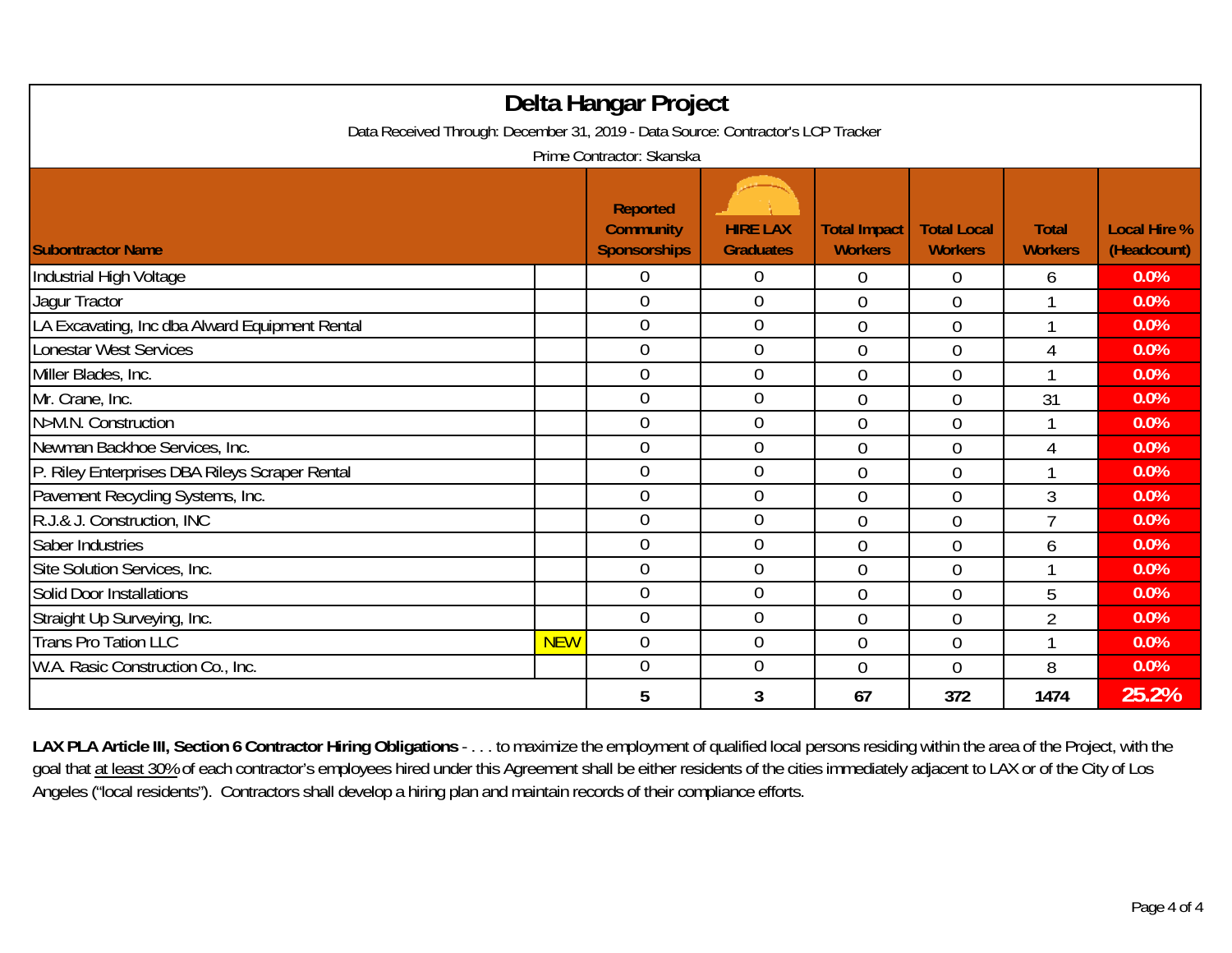# Delta Hangar Project

Data Received Through: December 31, 2019 - Data Source: Contractor's LCP Tracker

Prime Contractor: Skanska

| Subontractor Name | | Reported Community Sponsorships | HIRE LAX Graduates | Total Impact Workers | Total Local Workers | Total Workers | Local Hire % (Headcount) |
|---|---|---|---|---|---|---|---|
| Industrial High Voltage | | 0 | 0 | 0 | 0 | 6 | 0.0% |
| Jagur Tractor | | 0 | 0 | 0 | 0 | 1 | 0.0% |
| LA Excavating, Inc dba Alward Equipment Rental | | 0 | 0 | 0 | 0 | 1 | 0.0% |
| Lonestar West Services | | 0 | 0 | 0 | 0 | 4 | 0.0% |
| Miller Blades, Inc. | | 0 | 0 | 0 | 0 | 1 | 0.0% |
| Mr. Crane, Inc. | | 0 | 0 | 0 | 0 | 31 | 0.0% |
| N>M.N. Construction | | 0 | 0 | 0 | 0 | 1 | 0.0% |
| Newman Backhoe Services, Inc. | | 0 | 0 | 0 | 0 | 4 | 0.0% |
| P. Riley Enterprises DBA Rileys Scraper Rental | | 0 | 0 | 0 | 0 | 1 | 0.0% |
| Pavement Recycling Systems, Inc. | | 0 | 0 | 0 | 0 | 3 | 0.0% |
| R.J.& J. Construction, INC | | 0 | 0 | 0 | 0 | 7 | 0.0% |
| Saber Industries | | 0 | 0 | 0 | 0 | 6 | 0.0% |
| Site Solution Services, Inc. | | 0 | 0 | 0 | 0 | 1 | 0.0% |
| Solid Door Installations | | 0 | 0 | 0 | 0 | 5 | 0.0% |
| Straight Up Surveying, Inc. | | 0 | 0 | 0 | 0 | 2 | 0.0% |
| Trans Pro Tation LLC | NEW | 0 | 0 | 0 | 0 | 1 | 0.0% |
| W.A. Rasic Construction Co., Inc. | | 0 | 0 | 0 | 0 | 8 | 0.0% |
| | | **5** | **3** | **67** | **372** | **1474** | **25.2%** |

**LAX PLA Article III, Section 6 Contractor Hiring Obligations** - . . . to maximize the employment of qualified local persons residing within the area of the Project, with the goal that at least 30% of each contractor's employees hired under this Agreement shall be either residents of the cities immediately adjacent to LAX or of the City of Los Angeles ("local residents"). Contractors shall develop a hiring plan and maintain records of their compliance efforts.